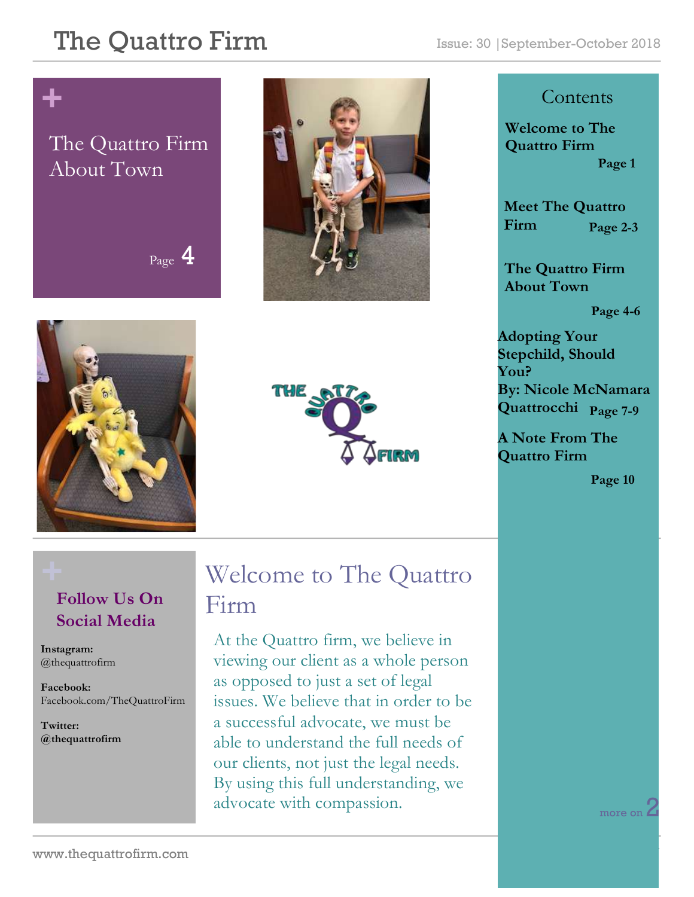# The Quattro Firm

Issue: 30 | September-October 2018

## The Quattro Firm About Town

Page 4

## Contents

**Welcome to The Quattro Firm** Page 1

**Meet The Quattro Firm** Page 2-3

**The Quattro Firm About Town** Page 4-6

**Adopting Your Stepchild, Should You? By: Nicole McNamara Quattrocchi** Page 7-9

**A Note From The Quattro Firm** Page 10

## Follow Us On Social Media

**Instagram:** @thequattrofirm

**Facebook:** Facebook.com/TheQuattroFirm

**Twitter:** **@thequattrofirm**

## Welcome to The Quattro Firm

At the Quattro firm, we believe in viewing our client as a whole person as opposed to just a set of legal issues. We believe that in order to be a successful advocate, we must be able to understand the full needs of our clients, not just the legal needs. By using this full understanding, we advocate with compassion.

more on 2

www.thequattrofirm.com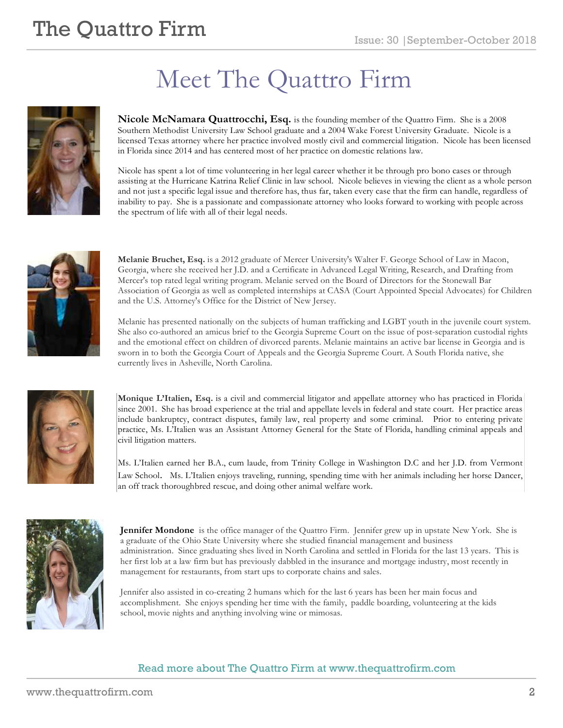# Meet The Quattro Firm

**Nicole McNamara Quattrocchi, Esq.** is the founding member of the Quattro Firm. She is a 2008 Southern Methodist University Law School graduate and a 2004 Wake Forest University Graduate. Nicole is a licensed Texas attorney where her practice involved mostly civil and commercial litigation. Nicole has been licensed in Florida since 2014 and has centered most of her practice on domestic relations law.

Nicole has spent a lot of time volunteering in her legal career whether it be through pro bono cases or through assisting at the Hurricane Katrina Relief Clinic in law school. Nicole believes in viewing the client as a whole person and not just a specific legal issue and therefore has, thus far, taken every case that the firm can handle, regardless of inability to pay. She is a passionate and compassionate attorney who looks forward to working with people across the spectrum of life with all of their legal needs.

**Melanie Bruchet, Esq.** is a 2012 graduate of Mercer University's Walter F. George School of Law in Macon, Georgia, where she received her J.D. and a Certificate in Advanced Legal Writing, Research, and Drafting from Mercer's top rated legal writing program. Melanie served on the Board of Directors for the Stonewall Bar Association of Georgia as well as completed internships at CASA (Court Appointed Special Advocates) for Children and the U.S. Attorney's Office for the District of New Jersey.

Melanie has presented nationally on the subjects of human trafficking and LGBT youth in the juvenile court system. She also co-authored an amicus brief to the Georgia Supreme Court on the issue of post-separation custodial rights and the emotional effect on children of divorced parents. Melanie maintains an active bar license in Georgia and is sworn in to both the Georgia Court of Appeals and the Georgia Supreme Court. A South Florida native, she currently lives in Asheville, North Carolina.

**Monique L'Italien, Esq.** is a civil and commercial litigator and appellate attorney who has practiced in Florida since 2001. She has broad experience at the trial and appellate levels in federal and state court. Her practice areas include bankruptcy, contract disputes, family law, real property and some criminal. Prior to entering private practice, Ms. L'Italien was an Assistant Attorney General for the State of Florida, handling criminal appeals and civil litigation matters.

Ms. L'Italien earned her B.A., cum laude, from Trinity College in Washington D.C and her J.D. from Vermont Law School. Ms. L'Italien enjoys traveling, running, spending time with her animals including her horse Dancer, an off track thoroughbred rescue, and doing other animal welfare work.

**Jennifer Mondone** is the office manager of the Quattro Firm. Jennifer grew up in upstate New York. She is a graduate of the Ohio State University where she studied financial management and business administration. Since graduating shes lived in North Carolina and settled in Florida for the last 13 years. This is her first lob at a law firm but has previously dabbled in the insurance and mortgage industry, most recently in management for restaurants, from start ups to corporate chains and sales.

Jennifer also assisted in co-creating 2 humans which for the last 6 years has been her main focus and accomplishment. She enjoys spending her time with the family, paddle boarding, volunteering at the kids school, movie nights and anything involving wine or mimosas.

Read more about The Quattro Firm at www.thequattrofirm.com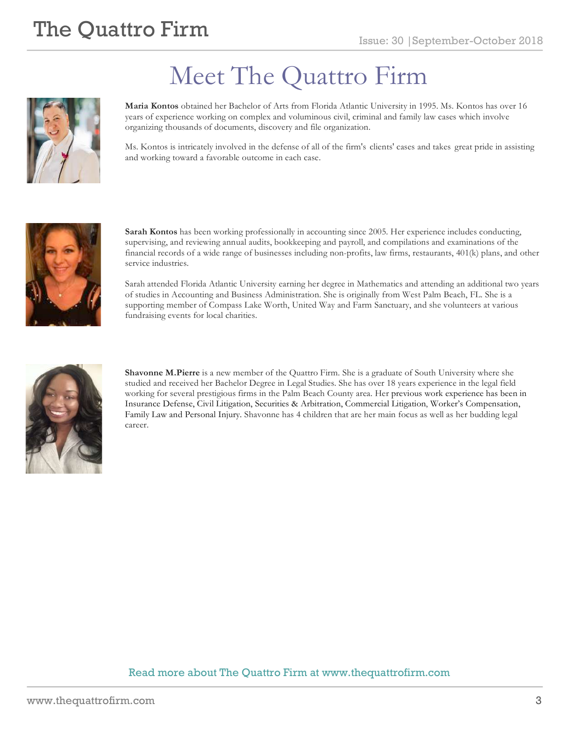# Meet The Quattro Firm

**Maria Kontos** obtained her Bachelor of Arts from Florida Atlantic University in 1995. Ms. Kontos has over 16 years of experience working on complex and voluminous civil, criminal and family law cases which involve organizing thousands of documents, discovery and file organization.

Ms. Kontos is intricately involved in the defense of all of the firm's clients' cases and takes great pride in assisting and working toward a favorable outcome in each case.

**Sarah Kontos** has been working professionally in accounting since 2005. Her experience includes conducting, supervising, and reviewing annual audits, bookkeeping and payroll, and compilations and examinations of the financial records of a wide range of businesses including non-profits, law firms, restaurants, 401(k) plans, and other service industries.

Sarah attended Florida Atlantic University earning her degree in Mathematics and attending an additional two years of studies in Accounting and Business Administration. She is originally from West Palm Beach, FL. She is a supporting member of Compass Lake Worth, United Way and Farm Sanctuary, and she volunteers at various fundraising events for local charities.

**Shavonne M.Pierre** is a new member of the Quattro Firm. She is a graduate of South University where she studied and received her Bachelor Degree in Legal Studies. She has over 18 years experience in the legal field working for several prestigious firms in the Palm Beach County area. Her previous work experience has been in Insurance Defense, Civil Litigation, Securities & Arbitration, Commercial Litigation, Worker's Compensation, Family Law and Personal Injury. Shavonne has 4 children that are her main focus as well as her budding legal career.

Read more about The Quattro Firm at www.thequattrofirm.com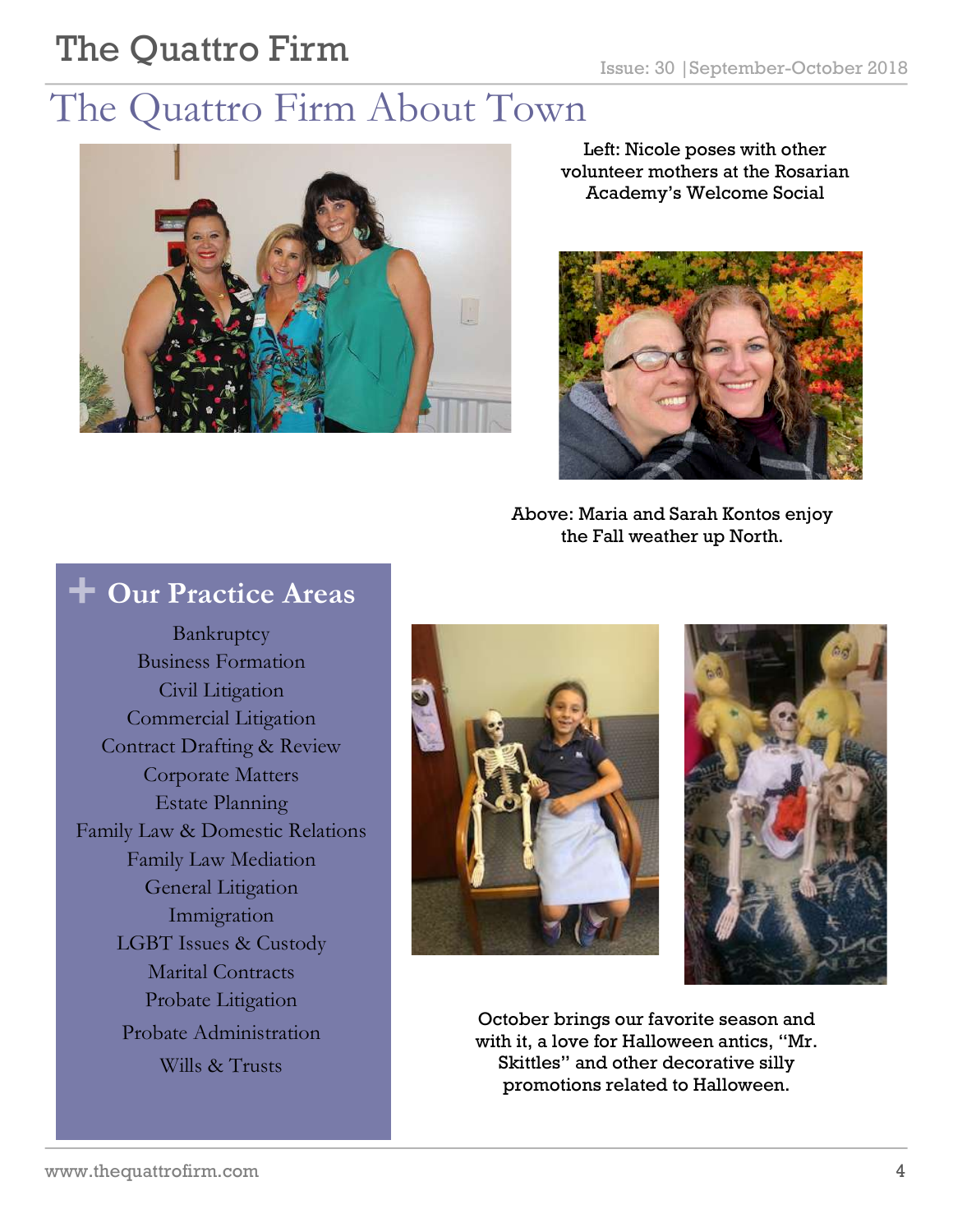# The Quattro Firm About Town

Left: Nicole poses with other volunteer mothers at the Rosarian Academy's Welcome Social

Above: Maria and Sarah Kontos enjoy the Fall weather up North.

## Our Practice Areas

Bankruptcy
Business Formation
Civil Litigation
Commercial Litigation
Contract Drafting & Review
Corporate Matters
Estate Planning
Family Law & Domestic Relations
Family Law Mediation
General Litigation
Immigration
LGBT Issues & Custody
Marital Contracts
Probate Litigation
Probate Administration
Wills & Trusts

October brings our favorite season and with it, a love for Halloween antics, "Mr. Skittles" and other decorative silly promotions related to Halloween.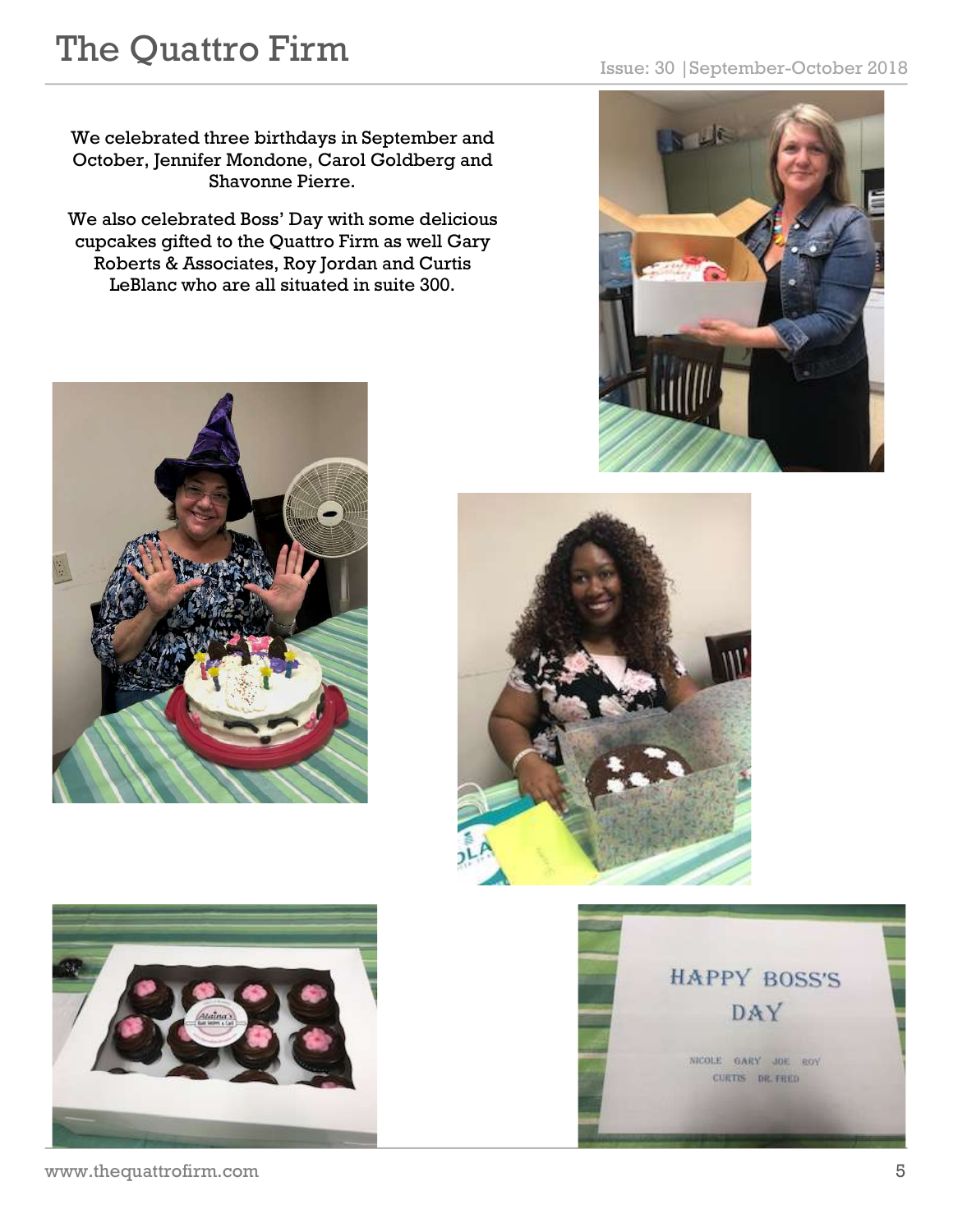We celebrated three birthdays in September and October, Jennifer Mondone, Carol Goldberg and Shavonne Pierre.

We also celebrated Boss' Day with some delicious cupcakes gifted to the Quattro Firm as well Gary Roberts & Associates, Roy Jordan and Curtis LeBlanc who are all situated in suite 300.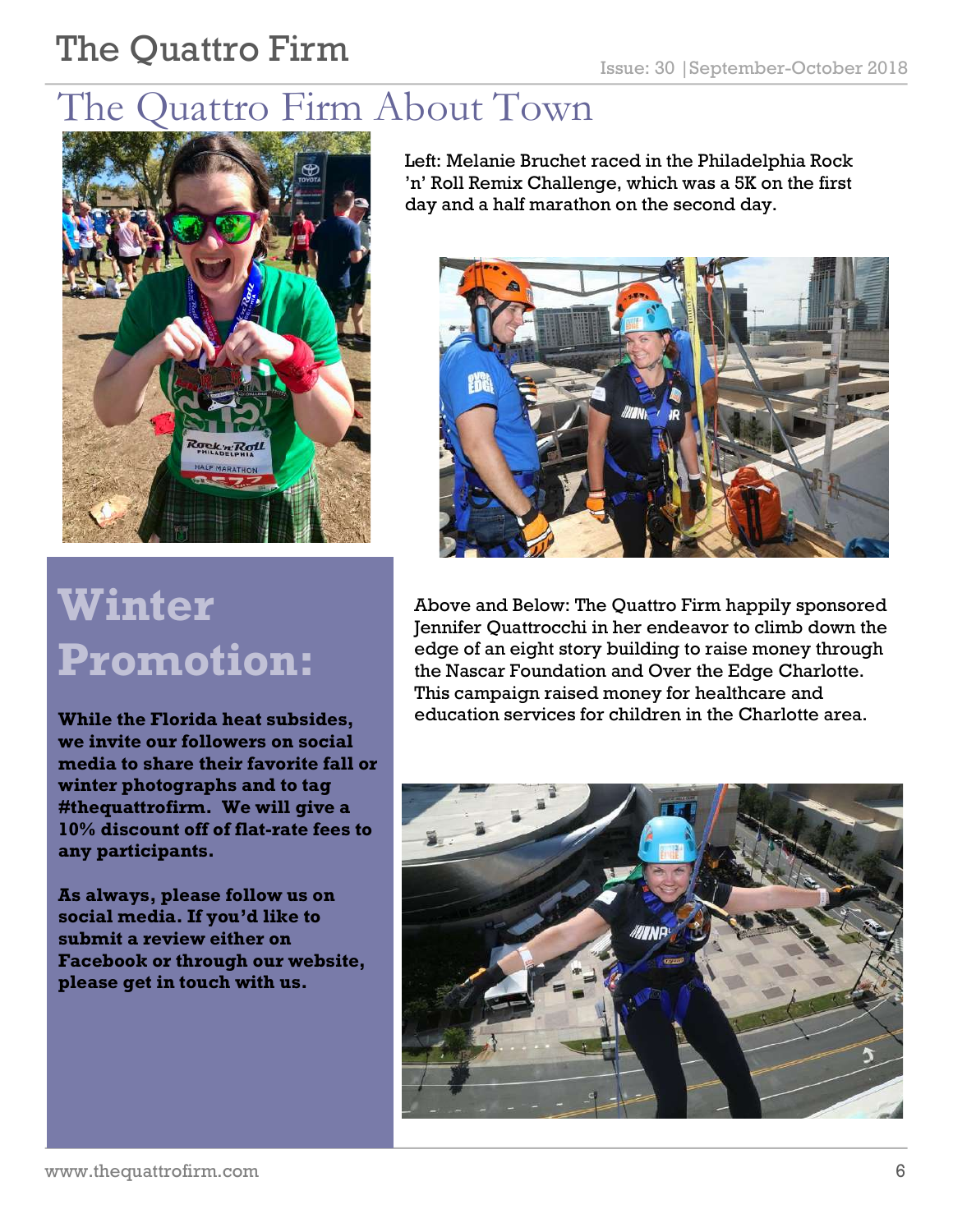# The Quattro Firm About Town

Left: Melanie Bruchet raced in the Philadelphia Rock 'n' Roll Remix Challenge, which was a 5K on the first day and a half marathon on the second day.

Above and Below: The Quattro Firm happily sponsored Jennifer Quattrocchi in her endeavor to climb down the edge of an eight story building to raise money through the Nascar Foundation and Over the Edge Charlotte. This campaign raised money for healthcare and education services for children in the Charlotte area.

## Winter Promotion:

**While the Florida heat subsides, we invite our followers on social media to share their favorite fall or winter photographs and to tag #thequattrofirm. We will give a 10% discount off of flat-rate fees to any participants.**

**As always, please follow us on social media. If you'd like to submit a review either on Facebook or through our website, please get in touch with us.**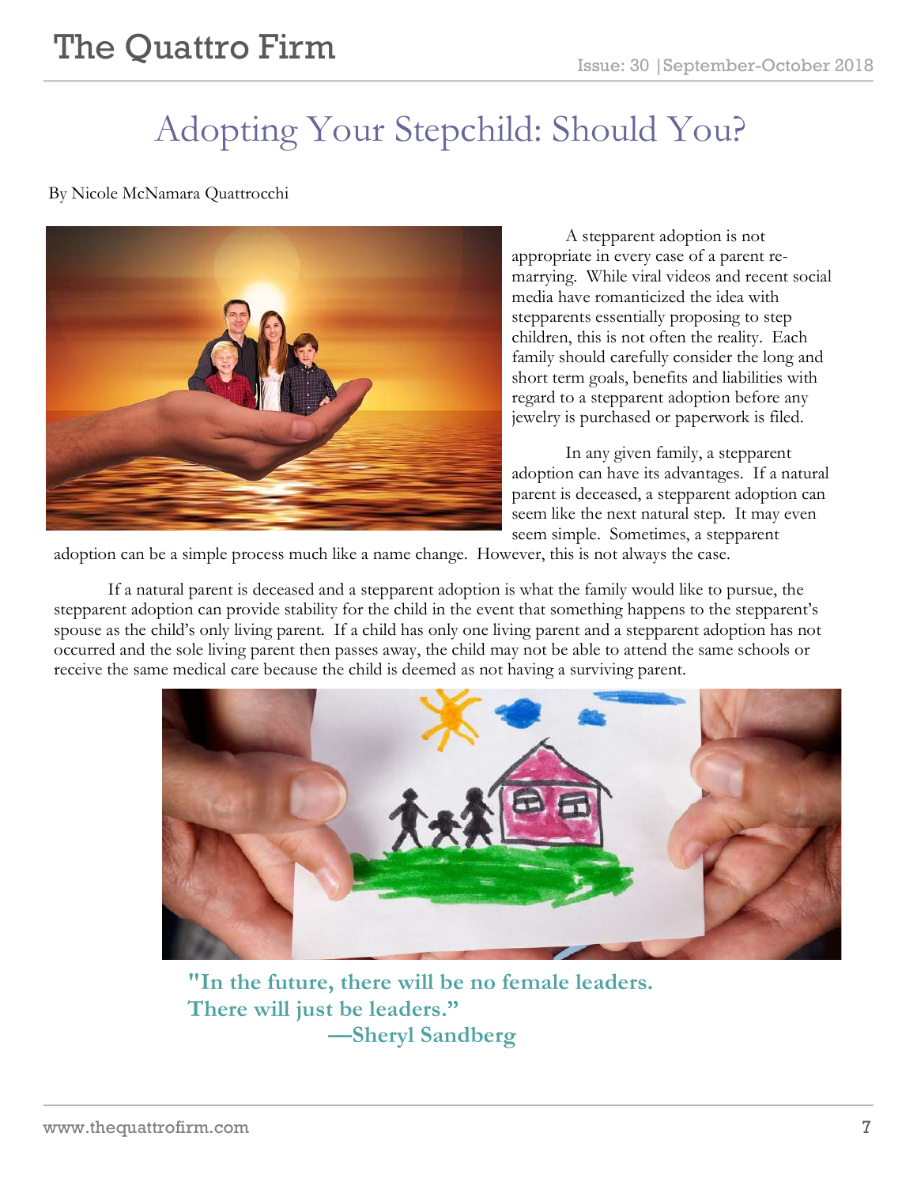# Adopting Your Stepchild: Should You?

By Nicole McNamara Quattrocchi

A stepparent adoption is not appropriate in every case of a parent re-marrying. While viral videos and recent social media have romanticized the idea with stepparents essentially proposing to step children, this is not often the reality. Each family should carefully consider the long and short term goals, benefits and liabilities with regard to a stepparent adoption before any jewelry is purchased or paperwork is filed.

In any given family, a stepparent adoption can have its advantages. If a natural parent is deceased, a stepparent adoption can seem like the next natural step. It may even seem simple. Sometimes, a stepparent adoption can be a simple process much like a name change. However, this is not always the case.

If a natural parent is deceased and a stepparent adoption is what the family would like to pursue, the stepparent adoption can provide stability for the child in the event that something happens to the stepparent's spouse as the child's only living parent. If a child has only one living parent and a stepparent adoption has not occurred and the sole living parent then passes away, the child may not be able to attend the same schools or receive the same medical care because the child is deemed as not having a surviving parent.

**"In the future, there will be no female leaders. There will just be leaders."**
**—Sheryl Sandberg**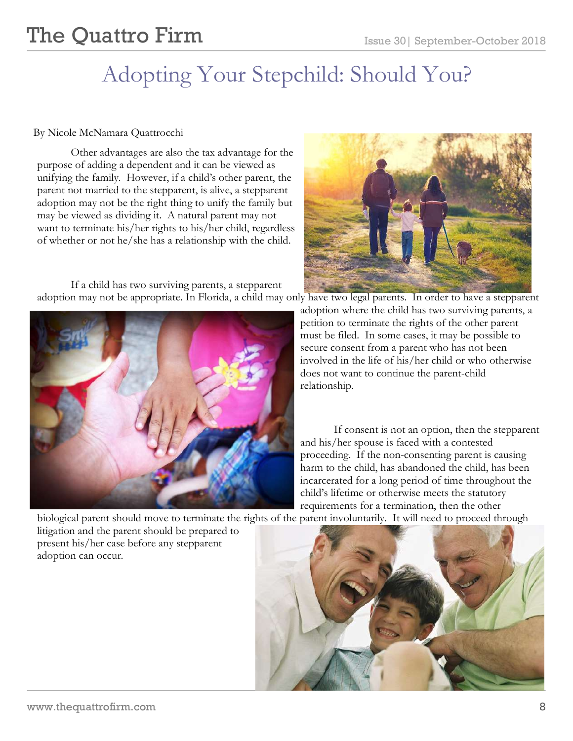# Adopting Your Stepchild: Should You?

By Nicole McNamara Quattrocchi

Other advantages are also the tax advantage for the purpose of adding a dependent and it can be viewed as unifying the family. However, if a child's other parent, the parent not married to the stepparent, is alive, a stepparent adoption may not be the right thing to unify the family but may be viewed as dividing it. A natural parent may not want to terminate his/her rights to his/her child, regardless of whether or not he/she has a relationship with the child.

If a child has two surviving parents, a stepparent adoption may not be appropriate. In Florida, a child may only have two legal parents. In order to have a stepparent adoption where the child has two surviving parents, a petition to terminate the rights of the other parent must be filed. In some cases, it may be possible to secure consent from a parent who has not been involved in the life of his/her child or who otherwise does not want to continue the parent-child relationship.

If consent is not an option, then the stepparent and his/her spouse is faced with a contested proceeding. If the non-consenting parent is causing harm to the child, has abandoned the child, has been incarcerated for a long period of time throughout the child's lifetime or otherwise meets the statutory requirements for a termination, then the other biological parent should move to terminate the rights of the parent involuntarily. It will need to proceed through litigation and the parent should be prepared to present his/her case before any stepparent adoption can occur.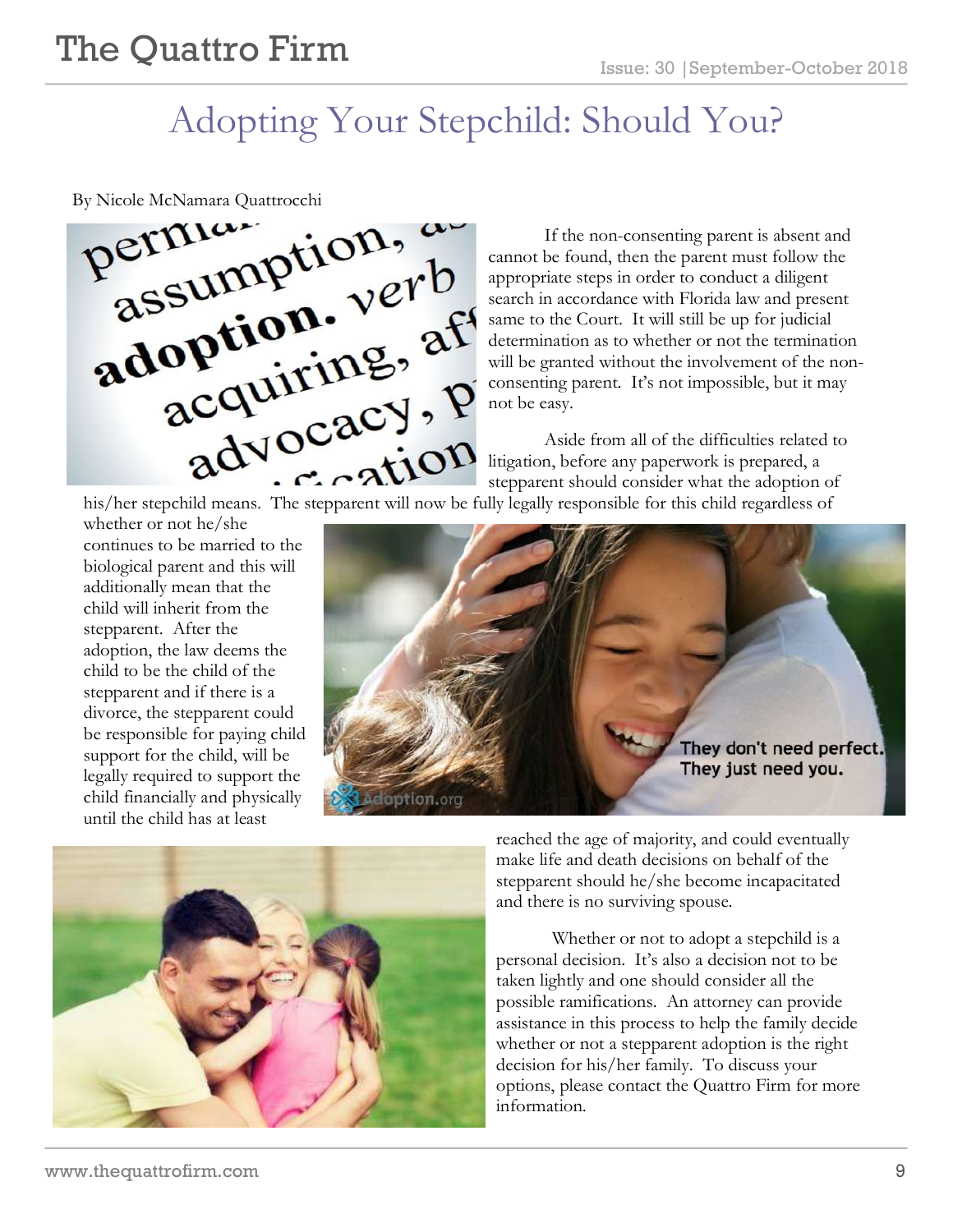# Adopting Your Stepchild: Should You?

By Nicole McNamara Quattrocchi

If the non-consenting parent is absent and cannot be found, then the parent must follow the appropriate steps in order to conduct a diligent search in accordance with Florida law and present same to the Court. It will still be up for judicial determination as to whether or not the termination will be granted without the involvement of the non-consenting parent. It's not impossible, but it may not be easy.

Aside from all of the difficulties related to litigation, before any paperwork is prepared, a stepparent should consider what the adoption of his/her stepchild means. The stepparent will now be fully legally responsible for this child regardless of whether or not he/she continues to be married to the biological parent and this will additionally mean that the child will inherit from the stepparent. After the adoption, the law deems the child to be the child of the stepparent and if there is a divorce, the stepparent could be responsible for paying child support for the child, will be legally required to support the child financially and physically until the child has at least reached the age of majority, and could eventually make life and death decisions on behalf of the stepparent should he/she become incapacitated and there is no surviving spouse.

Whether or not to adopt a stepchild is a personal decision. It's also a decision not to be taken lightly and one should consider all the possible ramifications. An attorney can provide assistance in this process to help the family decide whether or not a stepparent adoption is the right decision for his/her family. To discuss your options, please contact the Quattro Firm for more information.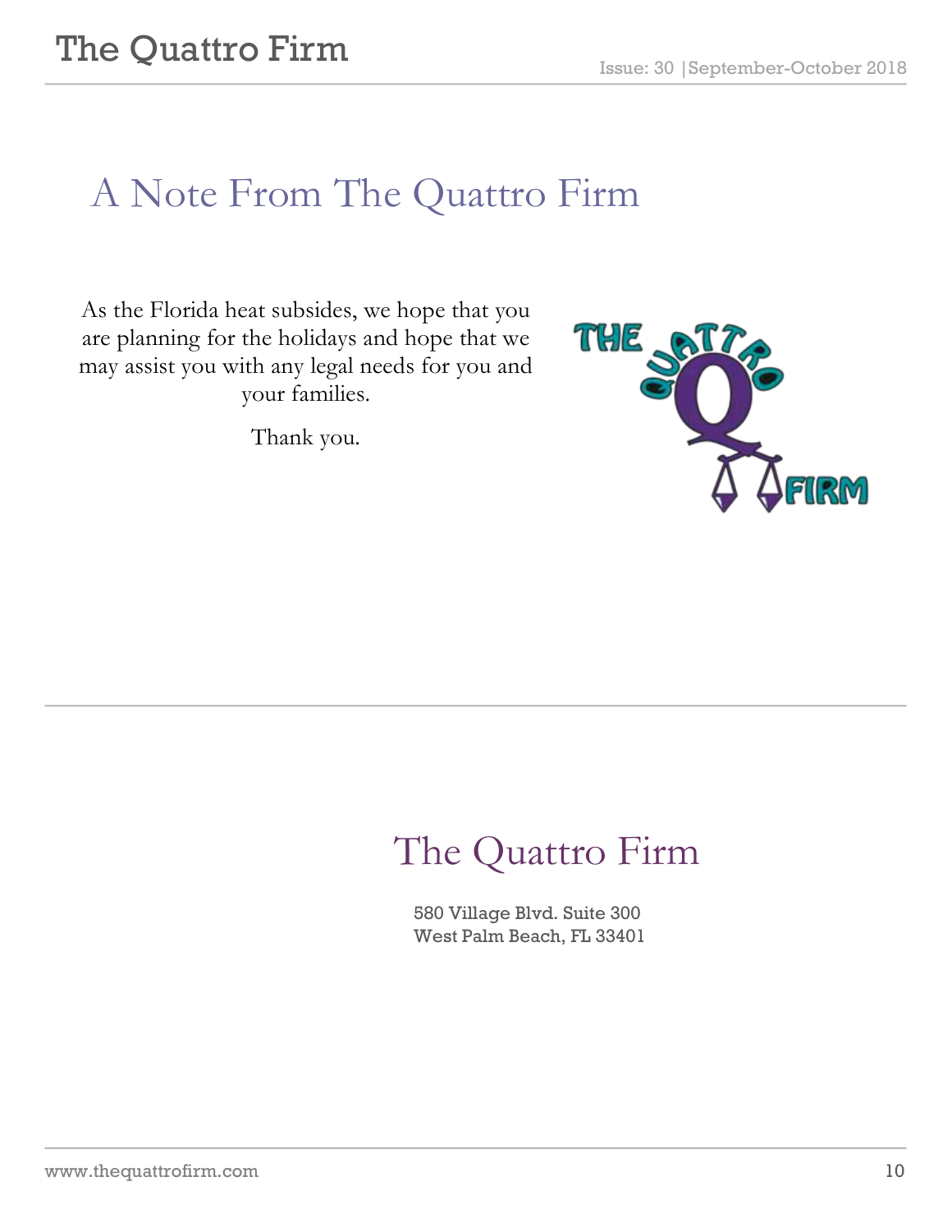# A Note From The Quattro Firm

As the Florida heat subsides, we hope that you are planning for the holidays and hope that we may assist you with any legal needs for you and your families.

Thank you.

## The Quattro Firm

580 Village Blvd. Suite 300
West Palm Beach, FL 33401